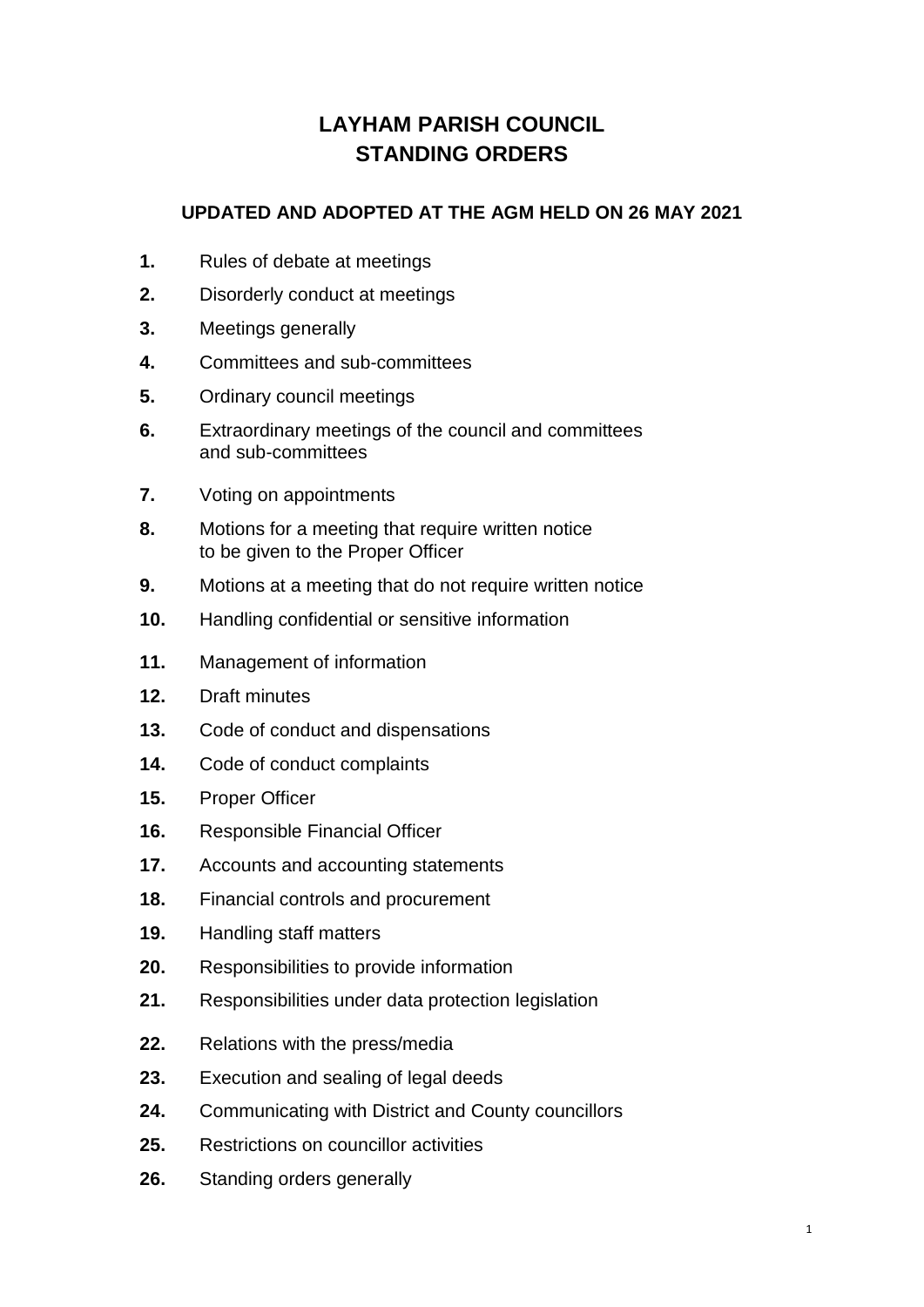# LAYHAM PARISH COUNCIL
# STANDING ORDERS

**UPDATED AND ADOPTED AT THE AGM HELD ON 26 MAY 2021**

**1.** Rules of debate at meetings

**2.** Disorderly conduct at meetings

**3.** Meetings generally

**4.** Committees and sub-committees

**5.** Ordinary council meetings

**6.** Extraordinary meetings of the council and committees and sub-committees

**7.** Voting on appointments

**8.** Motions for a meeting that require written notice to be given to the Proper Officer

**9.** Motions at a meeting that do not require written notice

**10.** Handling confidential or sensitive information

**11.** Management of information

**12.** Draft minutes

**13.** Code of conduct and dispensations

**14.** Code of conduct complaints

**15.** Proper Officer

**16.** Responsible Financial Officer

**17.** Accounts and accounting statements

**18.** Financial controls and procurement

**19.** Handling staff matters

**20.** Responsibilities to provide information

**21.** Responsibilities under data protection legislation

**22.** Relations with the press/media

**23.** Execution and sealing of legal deeds

**24.** Communicating with District and County councillors

**25.** Restrictions on councillor activities

**26.** Standing orders generally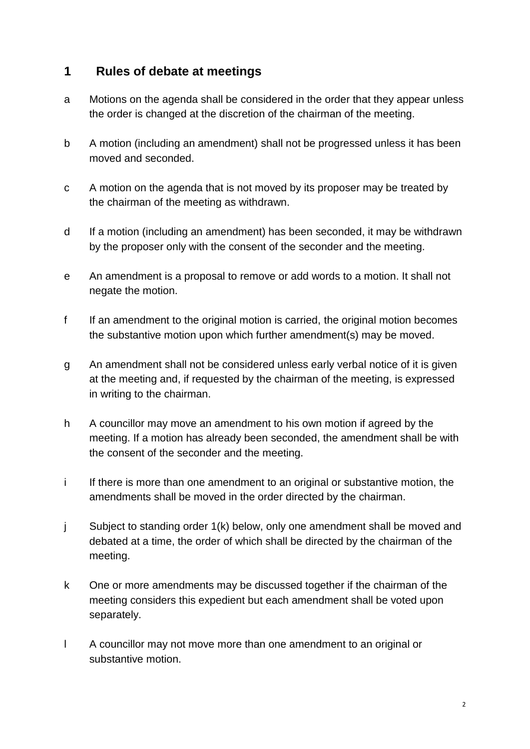## 1 Rules of debate at meetings

a Motions on the agenda shall be considered in the order that they appear unless the order is changed at the discretion of the chairman of the meeting.

b A motion (including an amendment) shall not be progressed unless it has been moved and seconded.

c A motion on the agenda that is not moved by its proposer may be treated by the chairman of the meeting as withdrawn.

d If a motion (including an amendment) has been seconded, it may be withdrawn by the proposer only with the consent of the seconder and the meeting.

e An amendment is a proposal to remove or add words to a motion. It shall not negate the motion.

f If an amendment to the original motion is carried, the original motion becomes the substantive motion upon which further amendment(s) may be moved.

g An amendment shall not be considered unless early verbal notice of it is given at the meeting and, if requested by the chairman of the meeting, is expressed in writing to the chairman.

h A councillor may move an amendment to his own motion if agreed by the meeting. If a motion has already been seconded, the amendment shall be with the consent of the seconder and the meeting.

i If there is more than one amendment to an original or substantive motion, the amendments shall be moved in the order directed by the chairman.

j Subject to standing order 1(k) below, only one amendment shall be moved and debated at a time, the order of which shall be directed by the chairman of the meeting.

k One or more amendments may be discussed together if the chairman of the meeting considers this expedient but each amendment shall be voted upon separately.

l A councillor may not move more than one amendment to an original or substantive motion.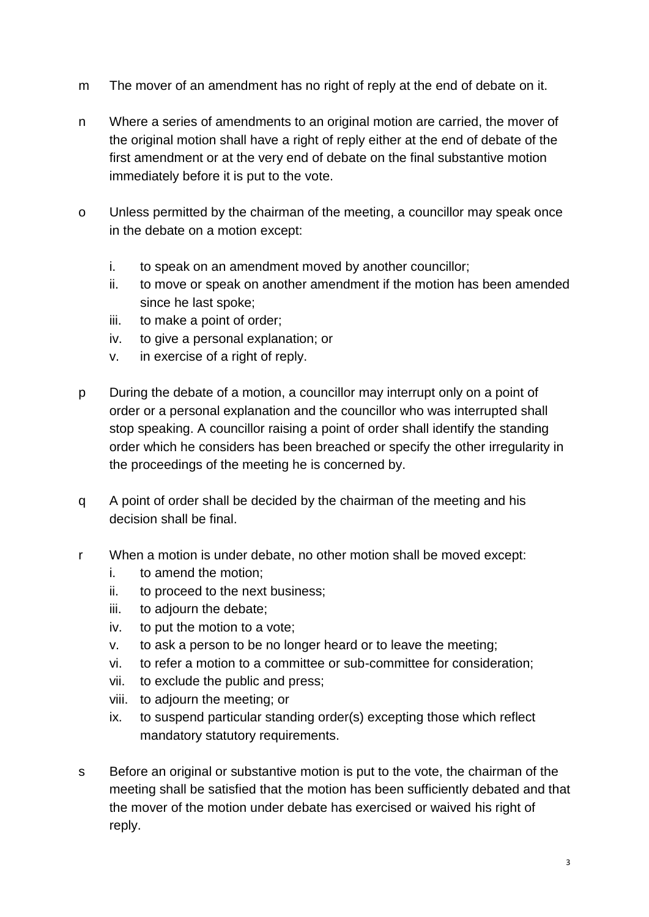m The mover of an amendment has no right of reply at the end of debate on it.

n Where a series of amendments to an original motion are carried, the mover of the original motion shall have a right of reply either at the end of debate of the first amendment or at the very end of debate on the final substantive motion immediately before it is put to the vote.

o Unless permitted by the chairman of the meeting, a councillor may speak once in the debate on a motion except:

   i. to speak on an amendment moved by another councillor;
   ii. to move or speak on another amendment if the motion has been amended since he last spoke;
   iii. to make a point of order;
   iv. to give a personal explanation; or
   v. in exercise of a right of reply.

p During the debate of a motion, a councillor may interrupt only on a point of order or a personal explanation and the councillor who was interrupted shall stop speaking. A councillor raising a point of order shall identify the standing order which he considers has been breached or specify the other irregularity in the proceedings of the meeting he is concerned by.

q A point of order shall be decided by the chairman of the meeting and his decision shall be final.

r When a motion is under debate, no other motion shall be moved except:

   i. to amend the motion;
   ii. to proceed to the next business;
   iii. to adjourn the debate;
   iv. to put the motion to a vote;
   v. to ask a person to be no longer heard or to leave the meeting;
   vi. to refer a motion to a committee or sub-committee for consideration;
   vii. to exclude the public and press;
   viii. to adjourn the meeting; or
   ix. to suspend particular standing order(s) excepting those which reflect mandatory statutory requirements.

s Before an original or substantive motion is put to the vote, the chairman of the meeting shall be satisfied that the motion has been sufficiently debated and that the mover of the motion under debate has exercised or waived his right of reply.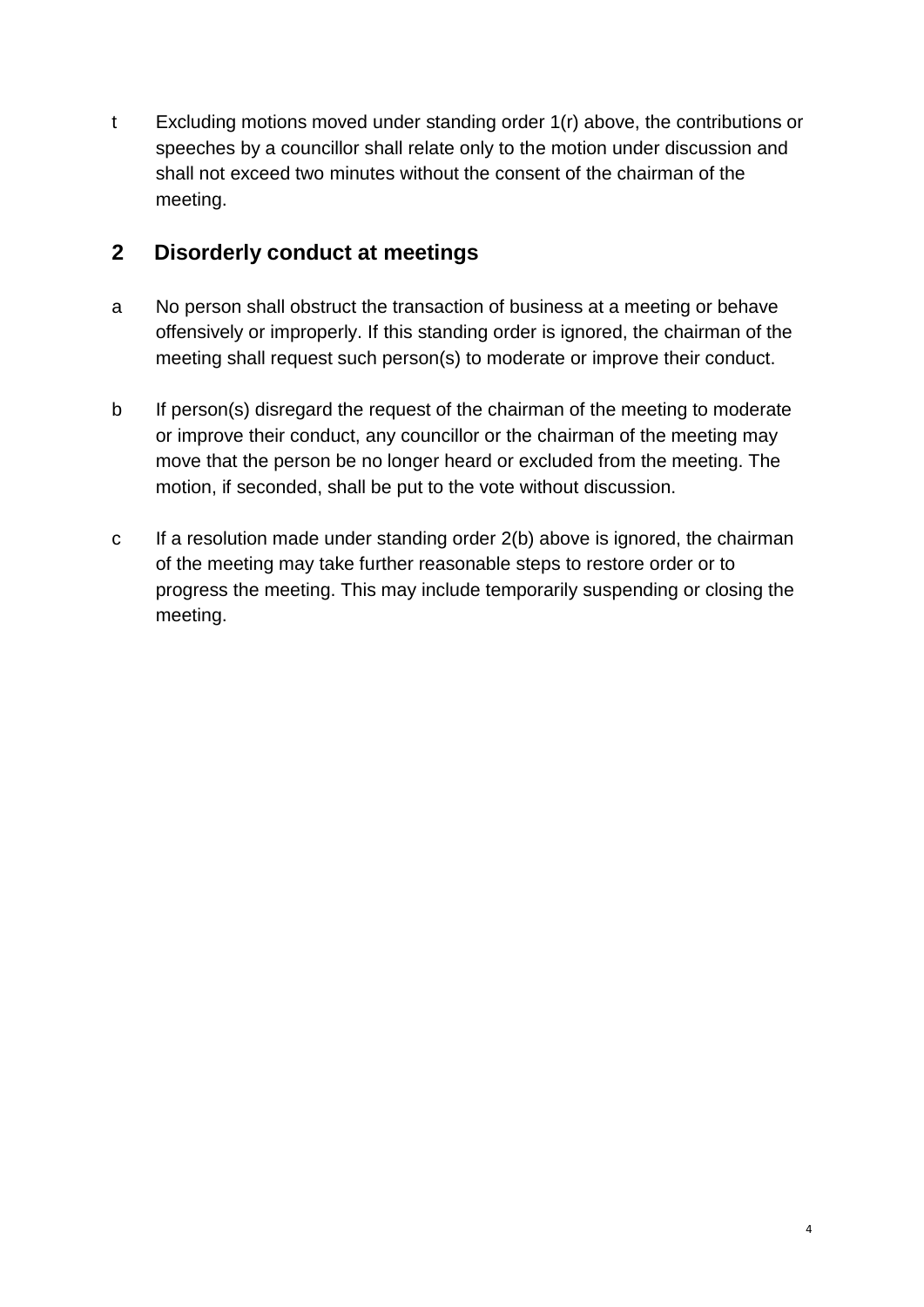t Excluding motions moved under standing order 1(r) above, the contributions or speeches by a councillor shall relate only to the motion under discussion and shall not exceed two minutes without the consent of the chairman of the meeting.

## 2 Disorderly conduct at meetings

a No person shall obstruct the transaction of business at a meeting or behave offensively or improperly. If this standing order is ignored, the chairman of the meeting shall request such person(s) to moderate or improve their conduct.

b If person(s) disregard the request of the chairman of the meeting to moderate or improve their conduct, any councillor or the chairman of the meeting may move that the person be no longer heard or excluded from the meeting. The motion, if seconded, shall be put to the vote without discussion.

c If a resolution made under standing order 2(b) above is ignored, the chairman of the meeting may take further reasonable steps to restore order or to progress the meeting. This may include temporarily suspending or closing the meeting.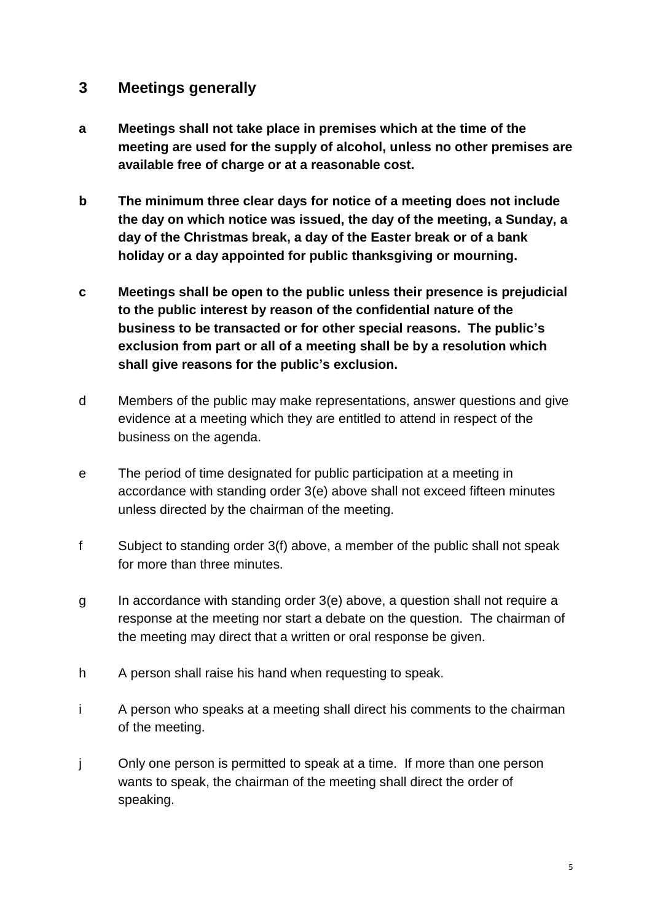## 3 Meetings generally

**a** **Meetings shall not take place in premises which at the time of the meeting are used for the supply of alcohol, unless no other premises are available free of charge or at a reasonable cost.**

**b** **The minimum three clear days for notice of a meeting does not include the day on which notice was issued, the day of the meeting, a Sunday, a day of the Christmas break, a day of the Easter break or of a bank holiday or a day appointed for public thanksgiving or mourning.**

**c** **Meetings shall be open to the public unless their presence is prejudicial to the public interest by reason of the confidential nature of the business to be transacted or for other special reasons. The public's exclusion from part or all of a meeting shall be by a resolution which shall give reasons for the public's exclusion.**

d Members of the public may make representations, answer questions and give evidence at a meeting which they are entitled to attend in respect of the business on the agenda.

e The period of time designated for public participation at a meeting in accordance with standing order 3(e) above shall not exceed fifteen minutes unless directed by the chairman of the meeting.

f Subject to standing order 3(f) above, a member of the public shall not speak for more than three minutes.

g In accordance with standing order 3(e) above, a question shall not require a response at the meeting nor start a debate on the question. The chairman of the meeting may direct that a written or oral response be given.

h A person shall raise his hand when requesting to speak.

i A person who speaks at a meeting shall direct his comments to the chairman of the meeting.

j Only one person is permitted to speak at a time. If more than one person wants to speak, the chairman of the meeting shall direct the order of speaking.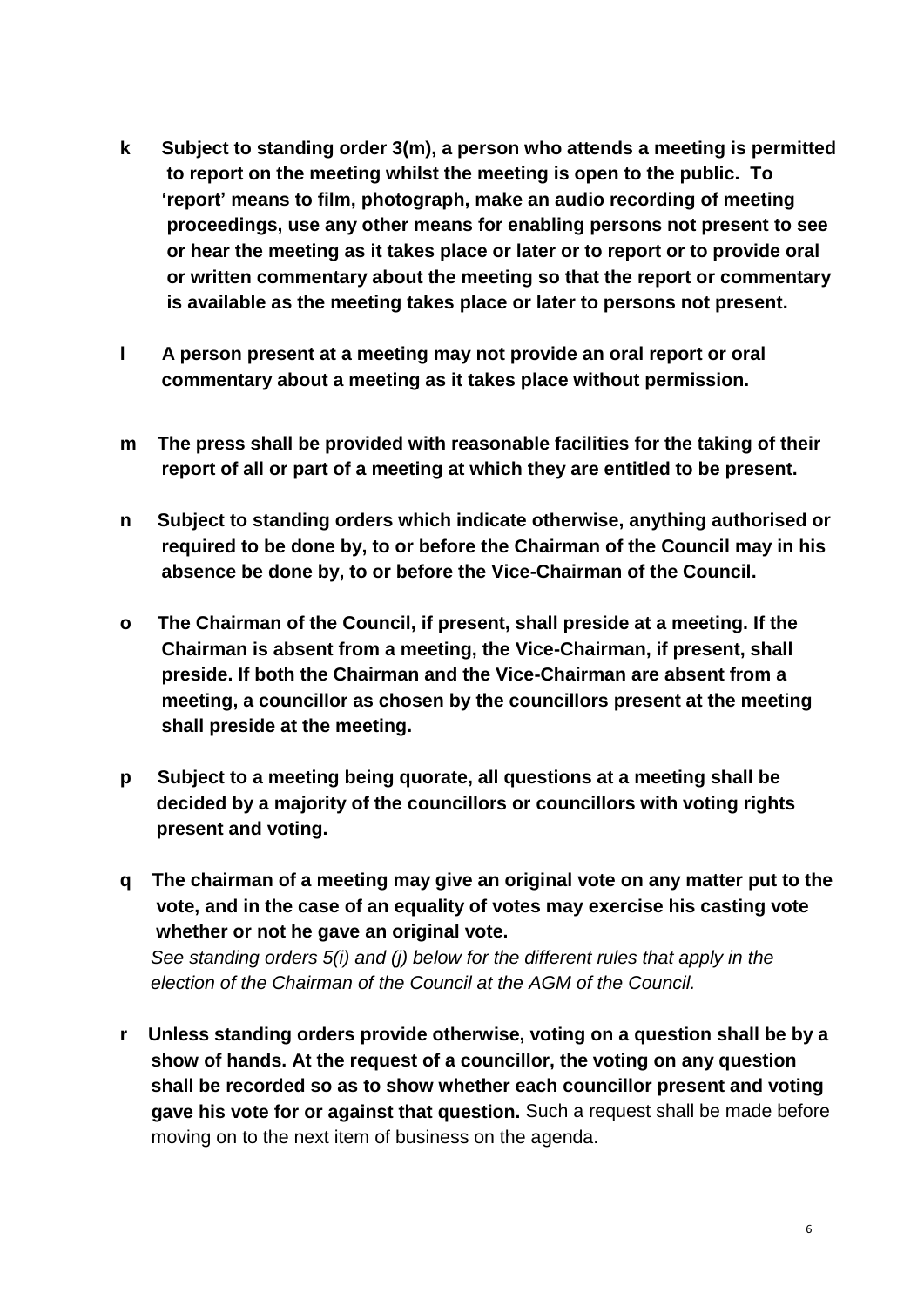**k Subject to standing order 3(m), a person who attends a meeting is permitted to report on the meeting whilst the meeting is open to the public. To 'report' means to film, photograph, make an audio recording of meeting proceedings, use any other means for enabling persons not present to see or hear the meeting as it takes place or later or to report or to provide oral or written commentary about the meeting so that the report or commentary is available as the meeting takes place or later to persons not present.**

**l A person present at a meeting may not provide an oral report or oral commentary about a meeting as it takes place without permission.**

**m The press shall be provided with reasonable facilities for the taking of their report of all or part of a meeting at which they are entitled to be present.**

**n Subject to standing orders which indicate otherwise, anything authorised or required to be done by, to or before the Chairman of the Council may in his absence be done by, to or before the Vice-Chairman of the Council.**

**o The Chairman of the Council, if present, shall preside at a meeting. If the Chairman is absent from a meeting, the Vice-Chairman, if present, shall preside. If both the Chairman and the Vice-Chairman are absent from a meeting, a councillor as chosen by the councillors present at the meeting shall preside at the meeting.**

**p Subject to a meeting being quorate, all questions at a meeting shall be decided by a majority of the councillors or councillors with voting rights present and voting.**

**q The chairman of a meeting may give an original vote on any matter put to the vote, and in the case of an equality of votes may exercise his casting vote whether or not he gave an original vote.**

*See standing orders 5(i) and (j) below for the different rules that apply in the election of the Chairman of the Council at the AGM of the Council.*

**r Unless standing orders provide otherwise, voting on a question shall be by a show of hands. At the request of a councillor, the voting on any question shall be recorded so as to show whether each councillor present and voting gave his vote for or against that question.** Such a request shall be made before moving on to the next item of business on the agenda.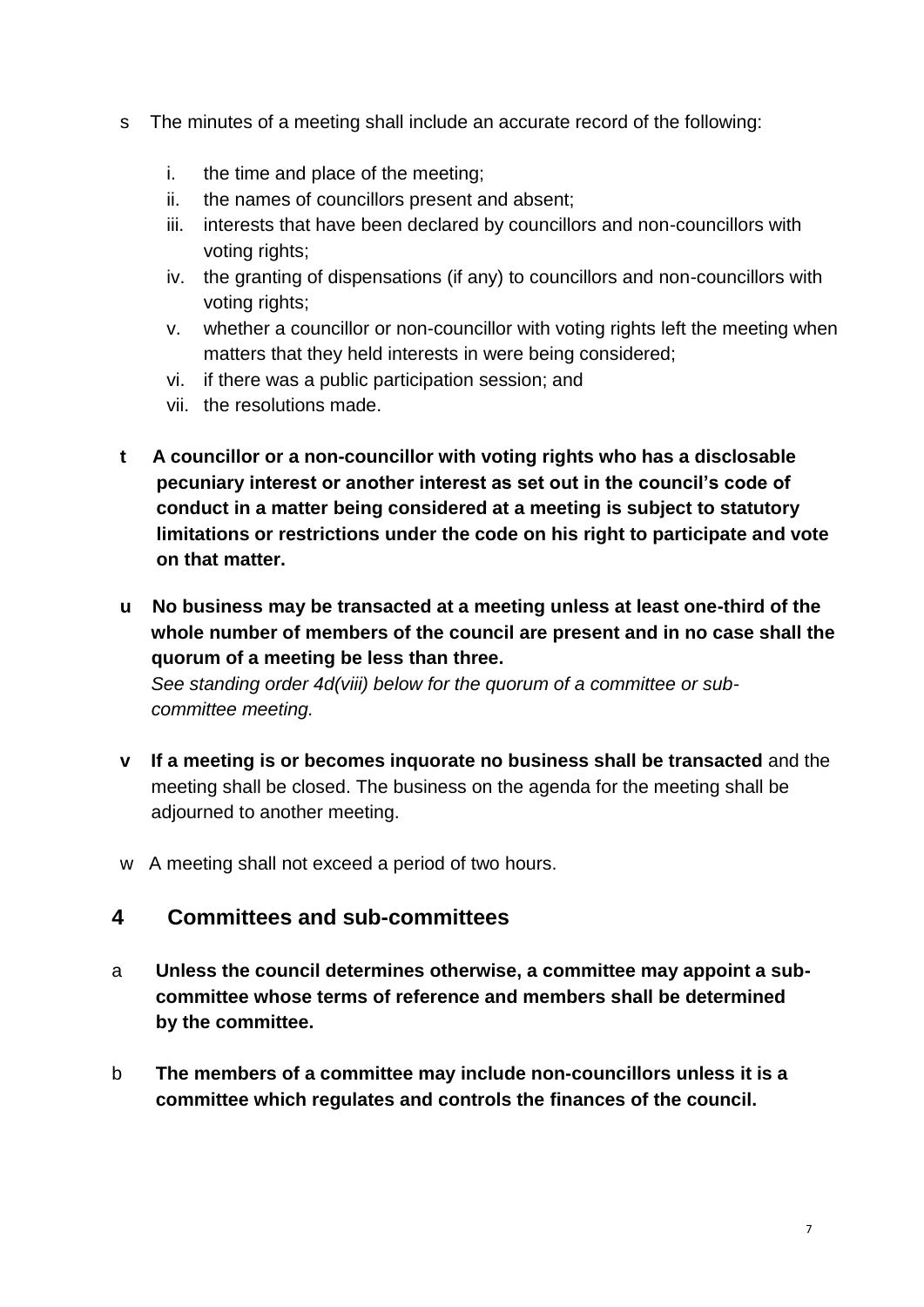s The minutes of a meeting shall include an accurate record of the following:

   i. the time and place of the meeting;
   ii. the names of councillors present and absent;
   iii. interests that have been declared by councillors and non-councillors with voting rights;
   iv. the granting of dispensations (if any) to councillors and non-councillors with voting rights;
   v. whether a councillor or non-councillor with voting rights left the meeting when matters that they held interests in were being considered;
   vi. if there was a public participation session; and
   vii. the resolutions made.

**t A councillor or a non-councillor with voting rights who has a disclosable pecuniary interest or another interest as set out in the council's code of conduct in a matter being considered at a meeting is subject to statutory limitations or restrictions under the code on his right to participate and vote on that matter.**

**u No business may be transacted at a meeting unless at least one-third of the whole number of members of the council are present and in no case shall the quorum of a meeting be less than three.**
*See standing order 4d(viii) below for the quorum of a committee or sub-committee meeting.*

**v If a meeting is or becomes inquorate no business shall be transacted** and the meeting shall be closed. The business on the agenda for the meeting shall be adjourned to another meeting.

w A meeting shall not exceed a period of two hours.

## 4 Committees and sub-committees

a **Unless the council determines otherwise, a committee may appoint a sub-committee whose terms of reference and members shall be determined by the committee.**

b **The members of a committee may include non-councillors unless it is a committee which regulates and controls the finances of the council.**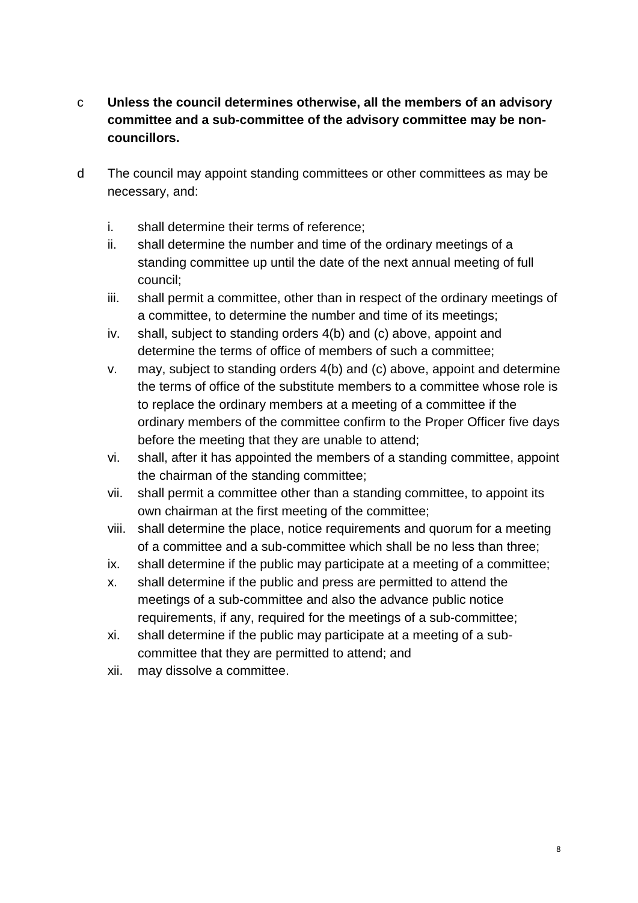c **Unless the council determines otherwise, all the members of an advisory committee and a sub-committee of the advisory committee may be non-councillors.**

d The council may appoint standing committees or other committees as may be necessary, and:

i. shall determine their terms of reference;
ii. shall determine the number and time of the ordinary meetings of a standing committee up until the date of the next annual meeting of full council;
iii. shall permit a committee, other than in respect of the ordinary meetings of a committee, to determine the number and time of its meetings;
iv. shall, subject to standing orders 4(b) and (c) above, appoint and determine the terms of office of members of such a committee;
v. may, subject to standing orders 4(b) and (c) above, appoint and determine the terms of office of the substitute members to a committee whose role is to replace the ordinary members at a meeting of a committee if the ordinary members of the committee confirm to the Proper Officer five days before the meeting that they are unable to attend;
vi. shall, after it has appointed the members of a standing committee, appoint the chairman of the standing committee;
vii. shall permit a committee other than a standing committee, to appoint its own chairman at the first meeting of the committee;
viii. shall determine the place, notice requirements and quorum for a meeting of a committee and a sub-committee which shall be no less than three;
ix. shall determine if the public may participate at a meeting of a committee;
x. shall determine if the public and press are permitted to attend the meetings of a sub-committee and also the advance public notice requirements, if any, required for the meetings of a sub-committee;
xi. shall determine if the public may participate at a meeting of a sub-committee that they are permitted to attend; and
xii. may dissolve a committee.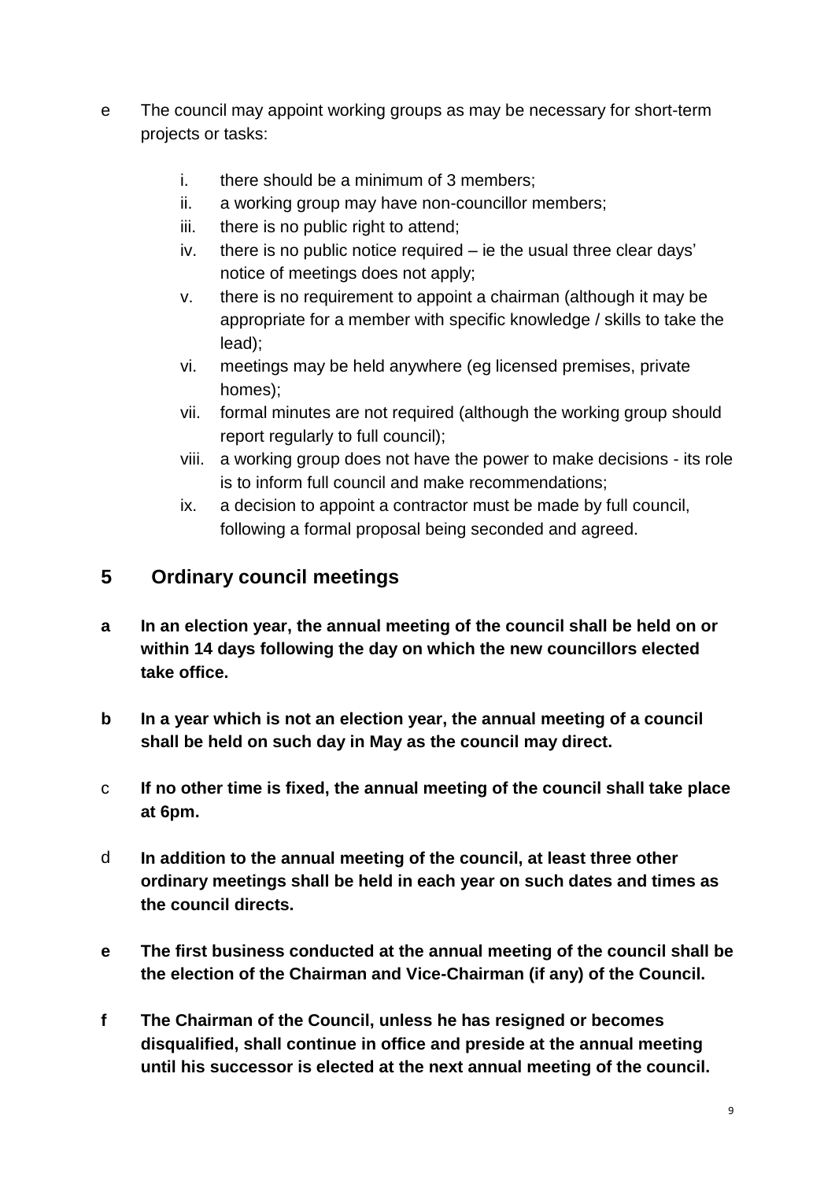e The council may appoint working groups as may be necessary for short-term projects or tasks:

i. there should be a minimum of 3 members;
ii. a working group may have non-councillor members;
iii. there is no public right to attend;
iv. there is no public notice required – ie the usual three clear days' notice of meetings does not apply;
v. there is no requirement to appoint a chairman (although it may be appropriate for a member with specific knowledge / skills to take the lead);
vi. meetings may be held anywhere (eg licensed premises, private homes);
vii. formal minutes are not required (although the working group should report regularly to full council);
viii. a working group does not have the power to make decisions - its role is to inform full council and make recommendations;
ix. a decision to appoint a contractor must be made by full council, following a formal proposal being seconded and agreed.

## 5 Ordinary council meetings

**a In an election year, the annual meeting of the council shall be held on or within 14 days following the day on which the new councillors elected take office.**

**b In a year which is not an election year, the annual meeting of a council shall be held on such day in May as the council may direct.**

c **If no other time is fixed, the annual meeting of the council shall take place at 6pm.**

d **In addition to the annual meeting of the council, at least three other ordinary meetings shall be held in each year on such dates and times as the council directs.**

**e The first business conducted at the annual meeting of the council shall be the election of the Chairman and Vice-Chairman (if any) of the Council.**

**f The Chairman of the Council, unless he has resigned or becomes disqualified, shall continue in office and preside at the annual meeting until his successor is elected at the next annual meeting of the council.**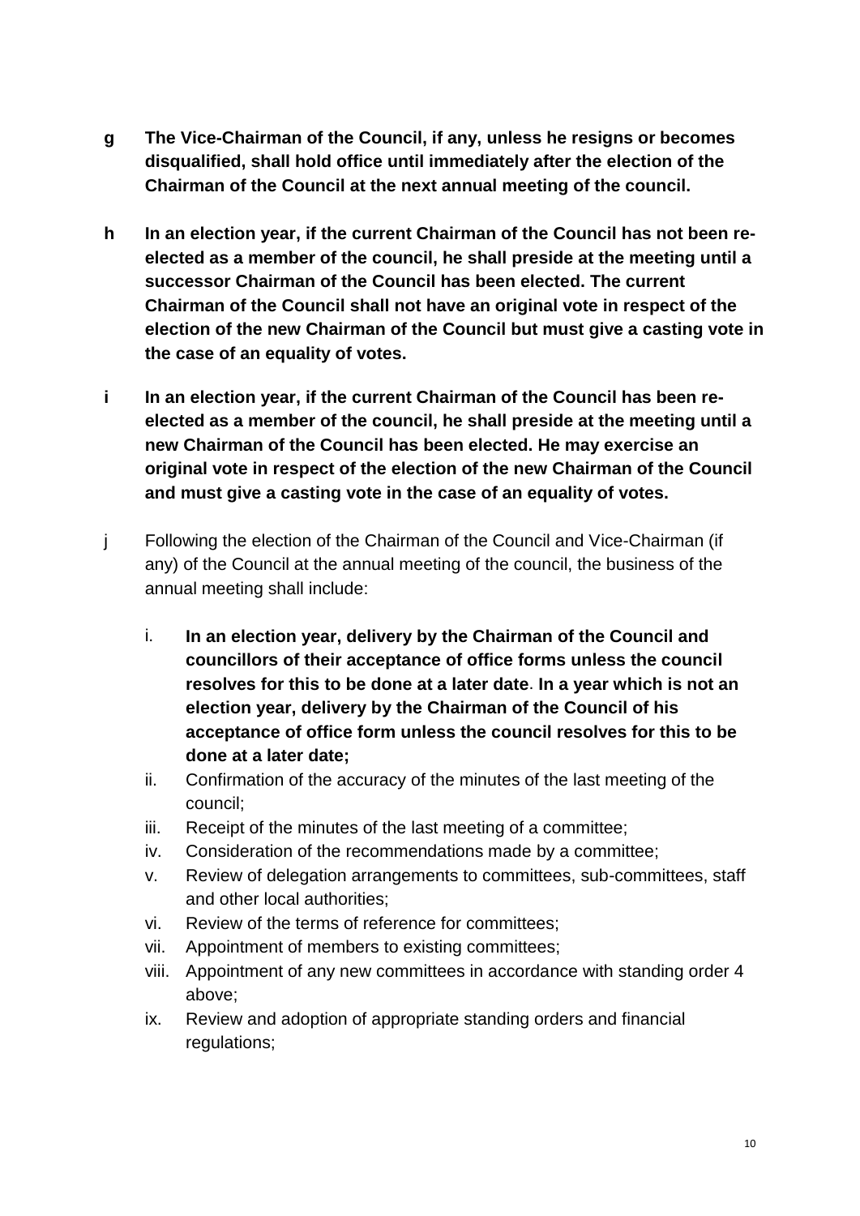**g The Vice-Chairman of the Council, if any, unless he resigns or becomes disqualified, shall hold office until immediately after the election of the Chairman of the Council at the next annual meeting of the council.**

**h In an election year, if the current Chairman of the Council has not been re-elected as a member of the council, he shall preside at the meeting until a successor Chairman of the Council has been elected. The current Chairman of the Council shall not have an original vote in respect of the election of the new Chairman of the Council but must give a casting vote in the case of an equality of votes.**

**i In an election year, if the current Chairman of the Council has been re-elected as a member of the council, he shall preside at the meeting until a new Chairman of the Council has been elected. He may exercise an original vote in respect of the election of the new Chairman of the Council and must give a casting vote in the case of an equality of votes.**

j Following the election of the Chairman of the Council and Vice-Chairman (if any) of the Council at the annual meeting of the council, the business of the annual meeting shall include:

i. **In an election year, delivery by the Chairman of the Council and councillors of their acceptance of office forms unless the council resolves for this to be done at a later date**. **In a year which is not an election year, delivery by the Chairman of the Council of his acceptance of office form unless the council resolves for this to be done at a later date;**

ii. Confirmation of the accuracy of the minutes of the last meeting of the council;

iii. Receipt of the minutes of the last meeting of a committee;

iv. Consideration of the recommendations made by a committee;

v. Review of delegation arrangements to committees, sub-committees, staff and other local authorities;

vi. Review of the terms of reference for committees;

vii. Appointment of members to existing committees;

viii. Appointment of any new committees in accordance with standing order 4 above;

ix. Review and adoption of appropriate standing orders and financial regulations;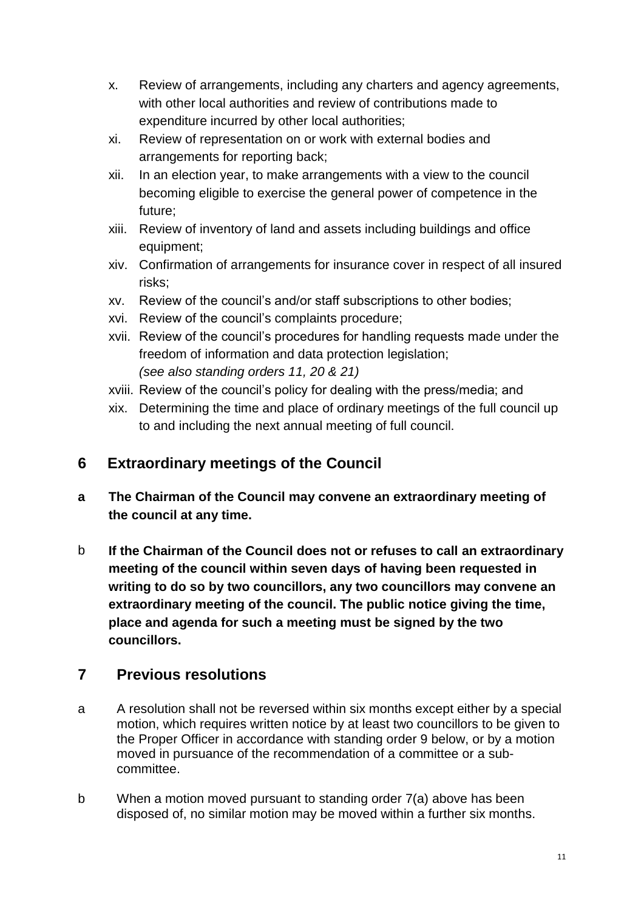x. Review of arrangements, including any charters and agency agreements, with other local authorities and review of contributions made to expenditure incurred by other local authorities;
xi. Review of representation on or work with external bodies and arrangements for reporting back;
xii. In an election year, to make arrangements with a view to the council becoming eligible to exercise the general power of competence in the future;
xiii. Review of inventory of land and assets including buildings and office equipment;
xiv. Confirmation of arrangements for insurance cover in respect of all insured risks;
xv. Review of the council's and/or staff subscriptions to other bodies;
xvi. Review of the council's complaints procedure;
xvii. Review of the council's procedures for handling requests made under the freedom of information and data protection legislation; *(see also standing orders 11, 20 & 21)*
xviii. Review of the council's policy for dealing with the press/media; and
xix. Determining the time and place of ordinary meetings of the full council up to and including the next annual meeting of full council.

## 6 Extraordinary meetings of the Council

**a The Chairman of the Council may convene an extraordinary meeting of the council at any time.**

**b If the Chairman of the Council does not or refuses to call an extraordinary meeting of the council within seven days of having been requested in writing to do so by two councillors, any two councillors may convene an extraordinary meeting of the council. The public notice giving the time, place and agenda for such a meeting must be signed by the two councillors.**

## 7 Previous resolutions

a A resolution shall not be reversed within six months except either by a special motion, which requires written notice by at least two councillors to be given to the Proper Officer in accordance with standing order 9 below, or by a motion moved in pursuance of the recommendation of a committee or a sub-committee.

b When a motion moved pursuant to standing order 7(a) above has been disposed of, no similar motion may be moved within a further six months.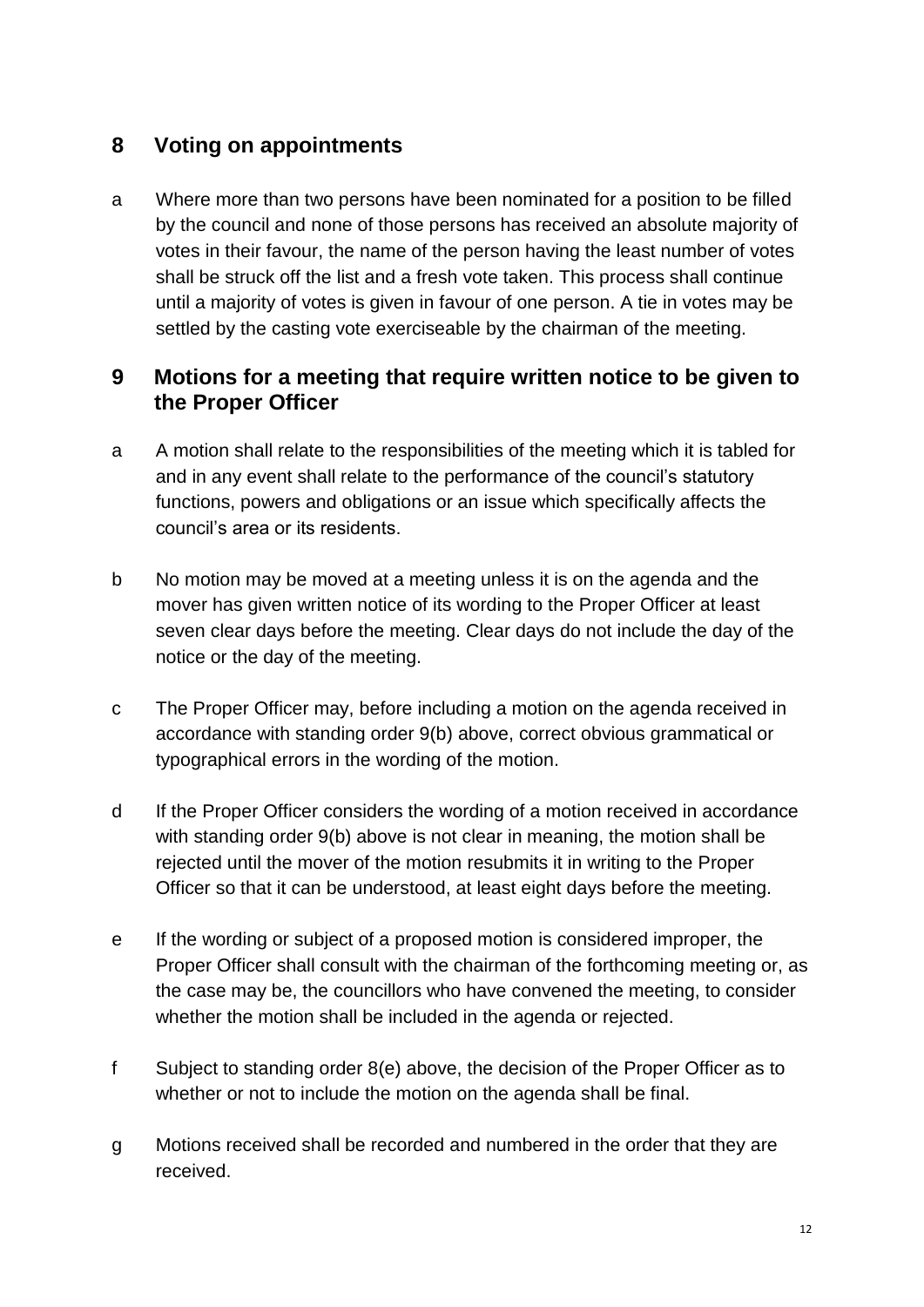## 8 Voting on appointments

a Where more than two persons have been nominated for a position to be filled by the council and none of those persons has received an absolute majority of votes in their favour, the name of the person having the least number of votes shall be struck off the list and a fresh vote taken. This process shall continue until a majority of votes is given in favour of one person. A tie in votes may be settled by the casting vote exerciseable by the chairman of the meeting.

## 9 Motions for a meeting that require written notice to be given to the Proper Officer

a A motion shall relate to the responsibilities of the meeting which it is tabled for and in any event shall relate to the performance of the council's statutory functions, powers and obligations or an issue which specifically affects the council's area or its residents.

b No motion may be moved at a meeting unless it is on the agenda and the mover has given written notice of its wording to the Proper Officer at least seven clear days before the meeting. Clear days do not include the day of the notice or the day of the meeting.

c The Proper Officer may, before including a motion on the agenda received in accordance with standing order 9(b) above, correct obvious grammatical or typographical errors in the wording of the motion.

d If the Proper Officer considers the wording of a motion received in accordance with standing order 9(b) above is not clear in meaning, the motion shall be rejected until the mover of the motion resubmits it in writing to the Proper Officer so that it can be understood, at least eight days before the meeting.

e If the wording or subject of a proposed motion is considered improper, the Proper Officer shall consult with the chairman of the forthcoming meeting or, as the case may be, the councillors who have convened the meeting, to consider whether the motion shall be included in the agenda or rejected.

f Subject to standing order 8(e) above, the decision of the Proper Officer as to whether or not to include the motion on the agenda shall be final.

g Motions received shall be recorded and numbered in the order that they are received.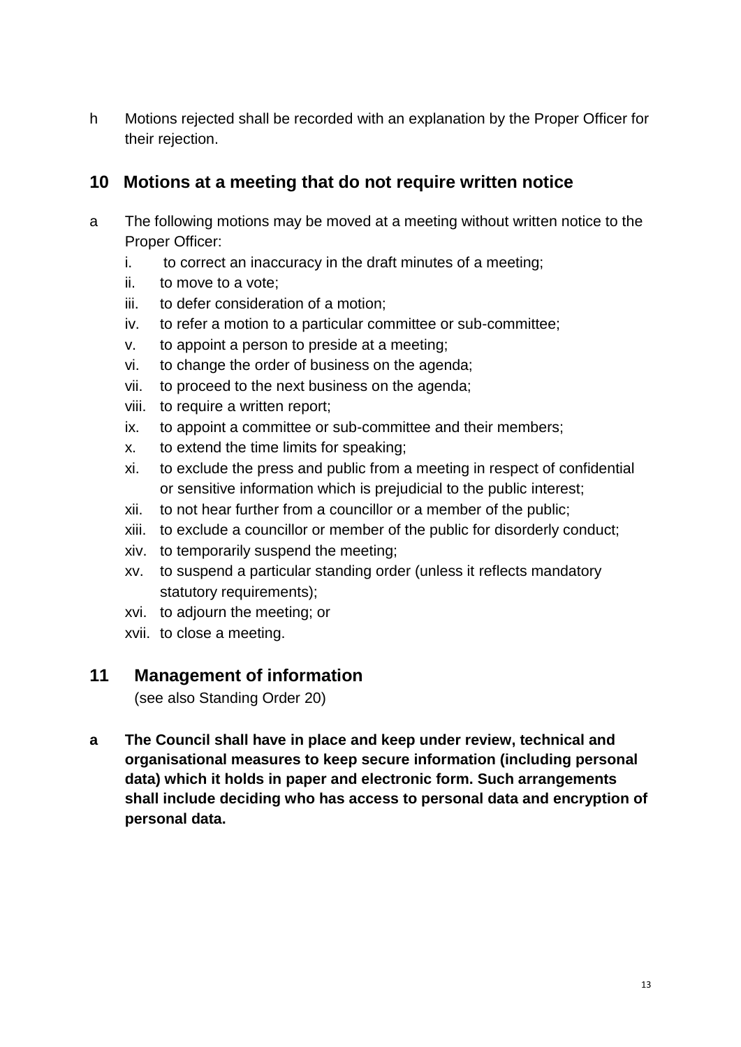h Motions rejected shall be recorded with an explanation by the Proper Officer for their rejection.

## 10 Motions at a meeting that do not require written notice

a The following motions may be moved at a meeting without written notice to the Proper Officer:

i. to correct an inaccuracy in the draft minutes of a meeting;
ii. to move to a vote;
iii. to defer consideration of a motion;
iv. to refer a motion to a particular committee or sub-committee;
v. to appoint a person to preside at a meeting;
vi. to change the order of business on the agenda;
vii. to proceed to the next business on the agenda;
viii. to require a written report;
ix. to appoint a committee or sub-committee and their members;
x. to extend the time limits for speaking;
xi. to exclude the press and public from a meeting in respect of confidential or sensitive information which is prejudicial to the public interest;
xii. to not hear further from a councillor or a member of the public;
xiii. to exclude a councillor or member of the public for disorderly conduct;
xiv. to temporarily suspend the meeting;
xv. to suspend a particular standing order (unless it reflects mandatory statutory requirements);
xvi. to adjourn the meeting; or
xvii. to close a meeting.

## 11 Management of information

(see also Standing Order 20)

**a The Council shall have in place and keep under review, technical and organisational measures to keep secure information (including personal data) which it holds in paper and electronic form. Such arrangements shall include deciding who has access to personal data and encryption of personal data.**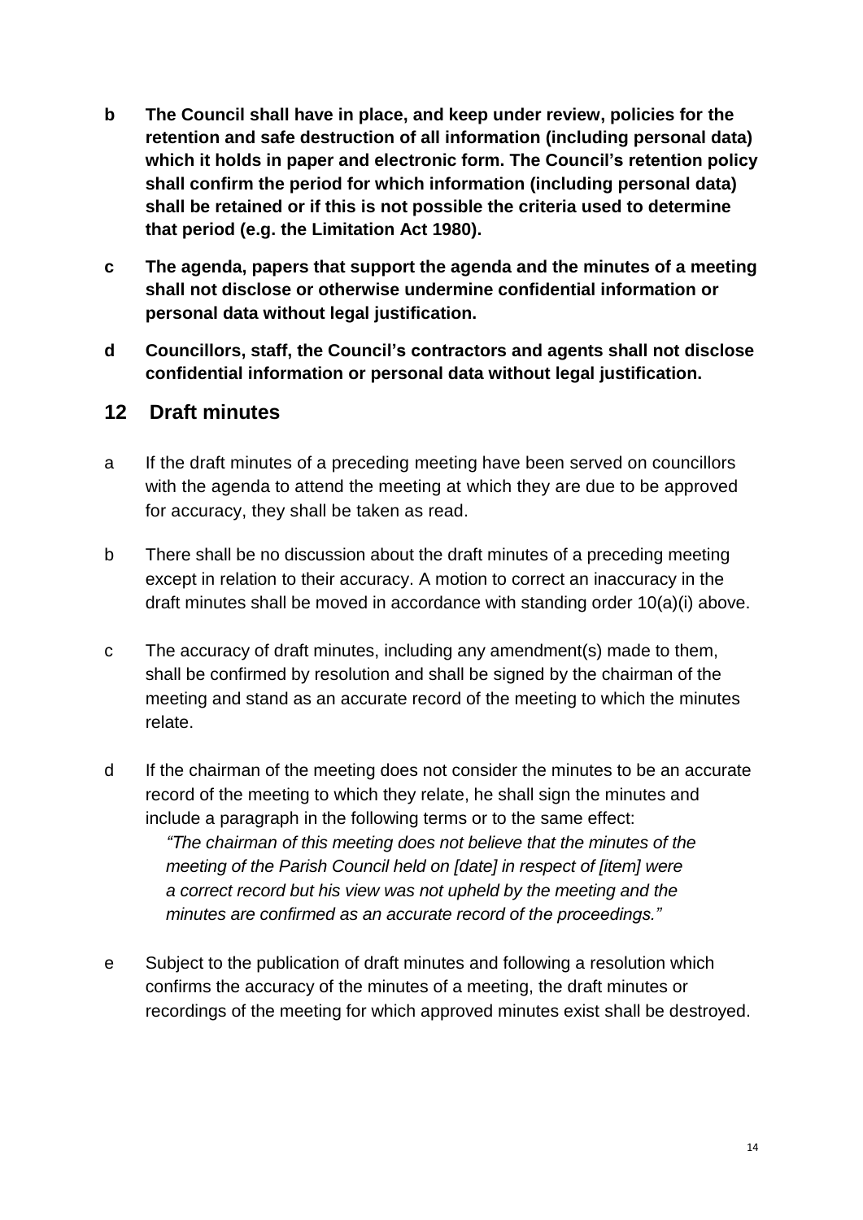**b The Council shall have in place, and keep under review, policies for the retention and safe destruction of all information (including personal data) which it holds in paper and electronic form. The Council's retention policy shall confirm the period for which information (including personal data) shall be retained or if this is not possible the criteria used to determine that period (e.g. the Limitation Act 1980).**

**c The agenda, papers that support the agenda and the minutes of a meeting shall not disclose or otherwise undermine confidential information or personal data without legal justification.**

**d Councillors, staff, the Council's contractors and agents shall not disclose confidential information or personal data without legal justification.**

## 12 Draft minutes

a If the draft minutes of a preceding meeting have been served on councillors with the agenda to attend the meeting at which they are due to be approved for accuracy, they shall be taken as read.

b There shall be no discussion about the draft minutes of a preceding meeting except in relation to their accuracy. A motion to correct an inaccuracy in the draft minutes shall be moved in accordance with standing order 10(a)(i) above.

c The accuracy of draft minutes, including any amendment(s) made to them, shall be confirmed by resolution and shall be signed by the chairman of the meeting and stand as an accurate record of the meeting to which the minutes relate.

d If the chairman of the meeting does not consider the minutes to be an accurate record of the meeting to which they relate, he shall sign the minutes and include a paragraph in the following terms or to the same effect:

*"The chairman of this meeting does not believe that the minutes of the meeting of the Parish Council held on [date] in respect of [item] were a correct record but his view was not upheld by the meeting and the minutes are confirmed as an accurate record of the proceedings."*

e Subject to the publication of draft minutes and following a resolution which confirms the accuracy of the minutes of a meeting, the draft minutes or recordings of the meeting for which approved minutes exist shall be destroyed.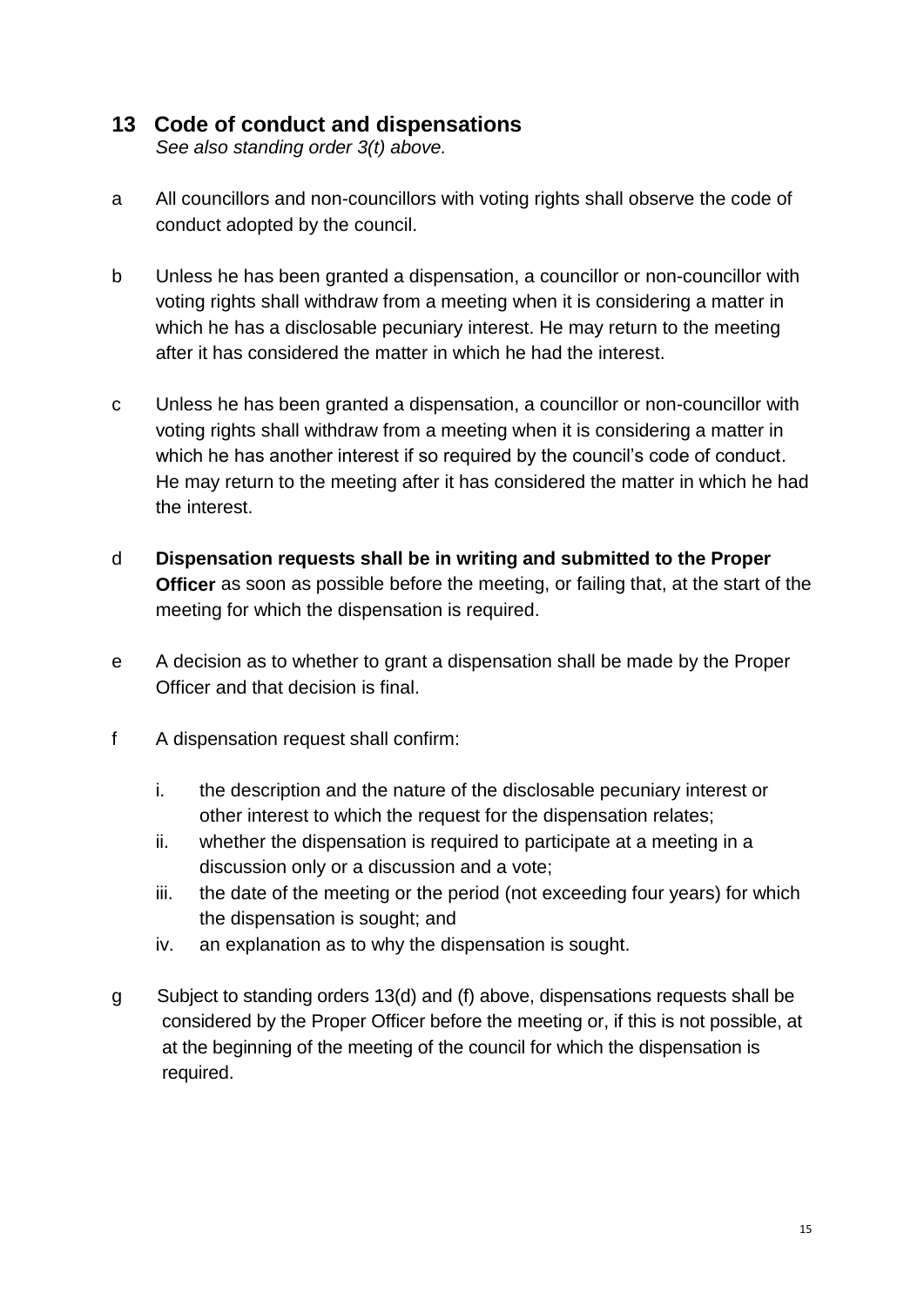## 13 Code of conduct and dispensations

*See also standing order 3(t) above.*

a All councillors and non-councillors with voting rights shall observe the code of conduct adopted by the council.

b Unless he has been granted a dispensation, a councillor or non-councillor with voting rights shall withdraw from a meeting when it is considering a matter in which he has a disclosable pecuniary interest. He may return to the meeting after it has considered the matter in which he had the interest.

c Unless he has been granted a dispensation, a councillor or non-councillor with voting rights shall withdraw from a meeting when it is considering a matter in which he has another interest if so required by the council's code of conduct. He may return to the meeting after it has considered the matter in which he had the interest.

d **Dispensation requests shall be in writing and submitted to the Proper Officer** as soon as possible before the meeting, or failing that, at the start of the meeting for which the dispensation is required.

e A decision as to whether to grant a dispensation shall be made by the Proper Officer and that decision is final.

f A dispensation request shall confirm:

  i. the description and the nature of the disclosable pecuniary interest or other interest to which the request for the dispensation relates;
  ii. whether the dispensation is required to participate at a meeting in a discussion only or a discussion and a vote;
  iii. the date of the meeting or the period (not exceeding four years) for which the dispensation is sought; and
  iv. an explanation as to why the dispensation is sought.

g Subject to standing orders 13(d) and (f) above, dispensations requests shall be considered by the Proper Officer before the meeting or, if this is not possible, at at the beginning of the meeting of the council for which the dispensation is required.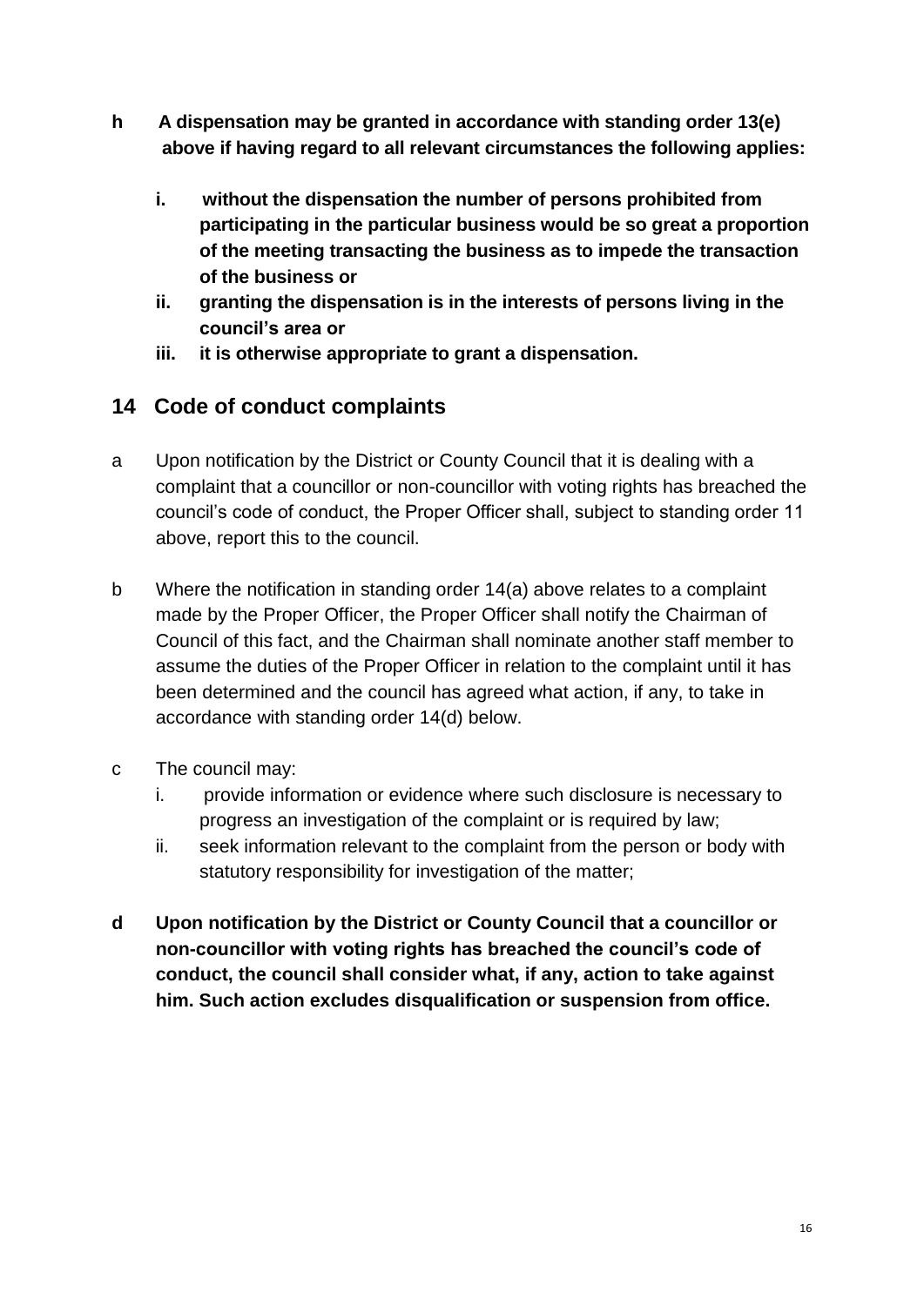**h A dispensation may be granted in accordance with standing order 13(e) above if having regard to all relevant circumstances the following applies:**

- **i. without the dispensation the number of persons prohibited from participating in the particular business would be so great a proportion of the meeting transacting the business as to impede the transaction of the business or**
- **ii. granting the dispensation is in the interests of persons living in the council's area or**
- **iii. it is otherwise appropriate to grant a dispensation.**

## 14 Code of conduct complaints

a Upon notification by the District or County Council that it is dealing with a complaint that a councillor or non-councillor with voting rights has breached the council's code of conduct, the Proper Officer shall, subject to standing order 11 above, report this to the council.

b Where the notification in standing order 14(a) above relates to a complaint made by the Proper Officer, the Proper Officer shall notify the Chairman of Council of this fact, and the Chairman shall nominate another staff member to assume the duties of the Proper Officer in relation to the complaint until it has been determined and the council has agreed what action, if any, to take in accordance with standing order 14(d) below.

c The council may:

- i. provide information or evidence where such disclosure is necessary to progress an investigation of the complaint or is required by law;
- ii. seek information relevant to the complaint from the person or body with statutory responsibility for investigation of the matter;

**d Upon notification by the District or County Council that a councillor or non-councillor with voting rights has breached the council's code of conduct, the council shall consider what, if any, action to take against him. Such action excludes disqualification or suspension from office.**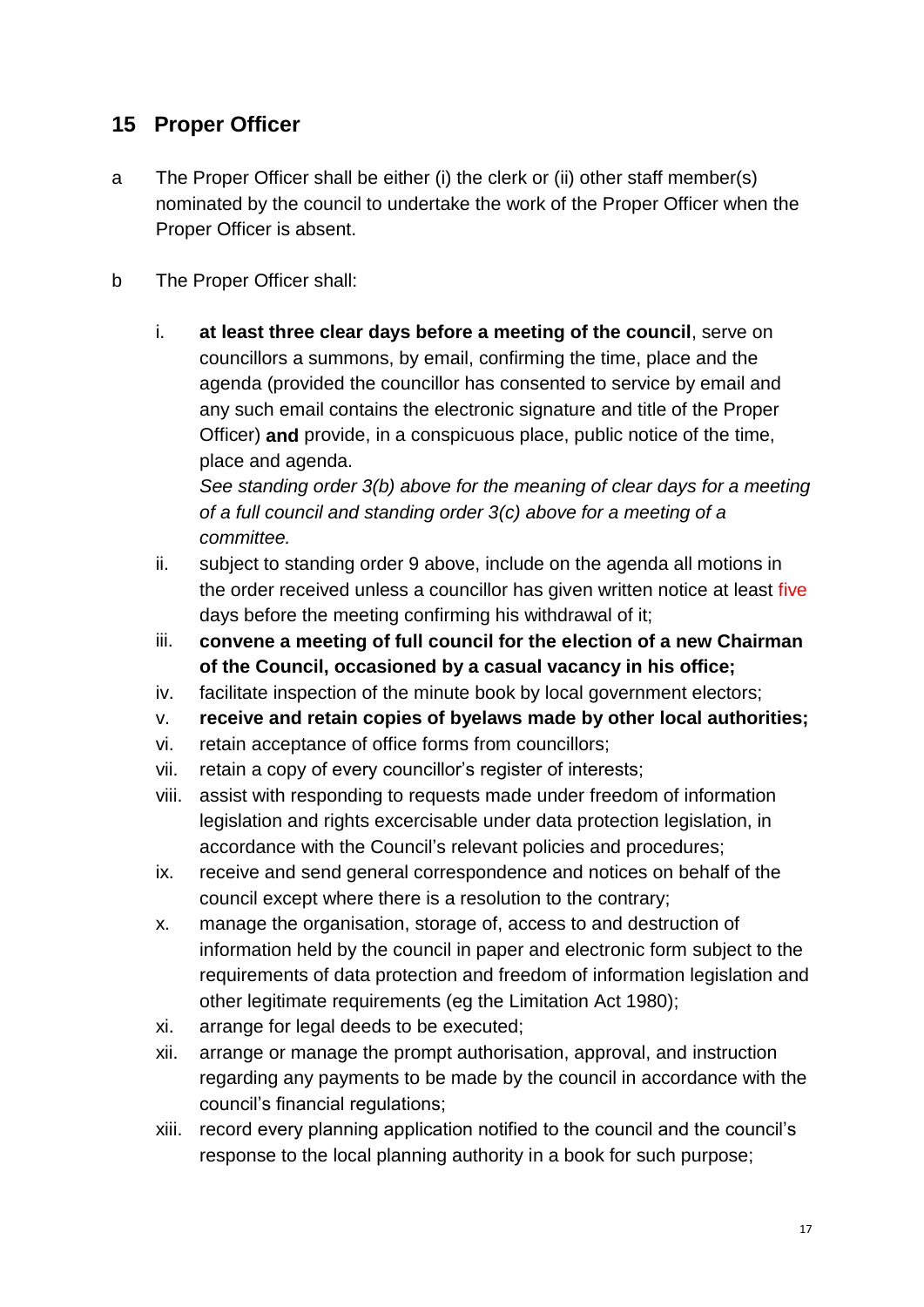## 15 Proper Officer

a The Proper Officer shall be either (i) the clerk or (ii) other staff member(s) nominated by the council to undertake the work of the Proper Officer when the Proper Officer is absent.

b The Proper Officer shall:

i. **at least three clear days before a meeting of the council**, serve on councillors a summons, by email, confirming the time, place and the agenda (provided the councillor has consented to service by email and any such email contains the electronic signature and title of the Proper Officer) **and** provide, in a conspicuous place, public notice of the time, place and agenda.
*See standing order 3(b) above for the meaning of clear days for a meeting of a full council and standing order 3(c) above for a meeting of a committee.*

ii. subject to standing order 9 above, include on the agenda all motions in the order received unless a councillor has given written notice at least five days before the meeting confirming his withdrawal of it;

iii. **convene a meeting of full council for the election of a new Chairman of the Council, occasioned by a casual vacancy in his office;**

iv. facilitate inspection of the minute book by local government electors;

v. **receive and retain copies of byelaws made by other local authorities;**

vi. retain acceptance of office forms from councillors;

vii. retain a copy of every councillor's register of interests;

viii. assist with responding to requests made under freedom of information legislation and rights excercisable under data protection legislation, in accordance with the Council's relevant policies and procedures;

ix. receive and send general correspondence and notices on behalf of the council except where there is a resolution to the contrary;

x. manage the organisation, storage of, access to and destruction of information held by the council in paper and electronic form subject to the requirements of data protection and freedom of information legislation and other legitimate requirements (eg the Limitation Act 1980);

xi. arrange for legal deeds to be executed;

xii. arrange or manage the prompt authorisation, approval, and instruction regarding any payments to be made by the council in accordance with the council's financial regulations;

xiii. record every planning application notified to the council and the council's response to the local planning authority in a book for such purpose;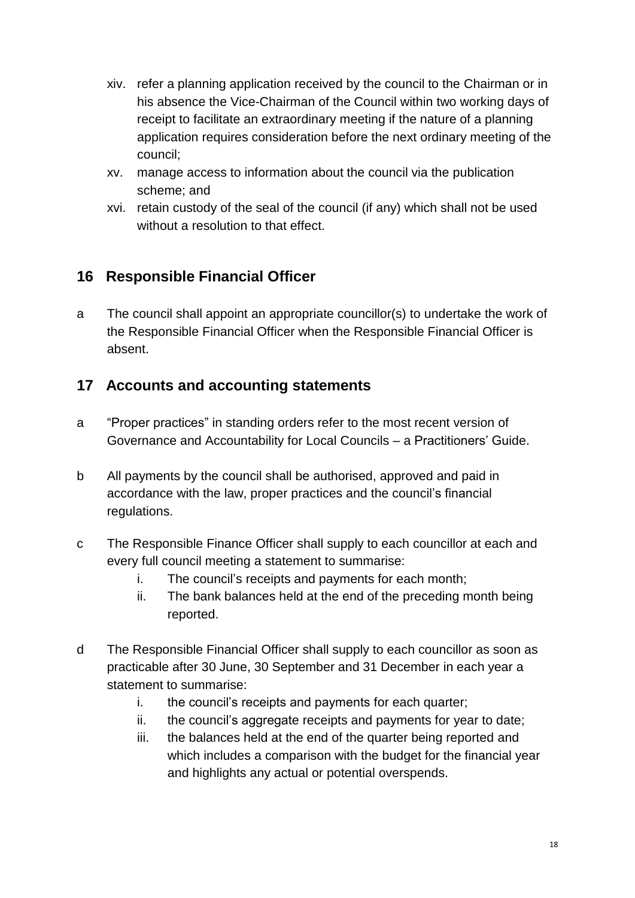xiv. refer a planning application received by the council to the Chairman or in his absence the Vice-Chairman of the Council within two working days of receipt to facilitate an extraordinary meeting if the nature of a planning application requires consideration before the next ordinary meeting of the council;

xv. manage access to information about the council via the publication scheme; and

xvi. retain custody of the seal of the council (if any) which shall not be used without a resolution to that effect.

## 16 Responsible Financial Officer

a The council shall appoint an appropriate councillor(s) to undertake the work of the Responsible Financial Officer when the Responsible Financial Officer is absent.

## 17 Accounts and accounting statements

a "Proper practices" in standing orders refer to the most recent version of Governance and Accountability for Local Councils – a Practitioners' Guide.

b All payments by the council shall be authorised, approved and paid in accordance with the law, proper practices and the council's financial regulations.

c The Responsible Finance Officer shall supply to each councillor at each and every full council meeting a statement to summarise:

i. The council's receipts and payments for each month;
ii. The bank balances held at the end of the preceding month being reported.

d The Responsible Financial Officer shall supply to each councillor as soon as practicable after 30 June, 30 September and 31 December in each year a statement to summarise:

i. the council's receipts and payments for each quarter;
ii. the council's aggregate receipts and payments for year to date;
iii. the balances held at the end of the quarter being reported and which includes a comparison with the budget for the financial year and highlights any actual or potential overspends.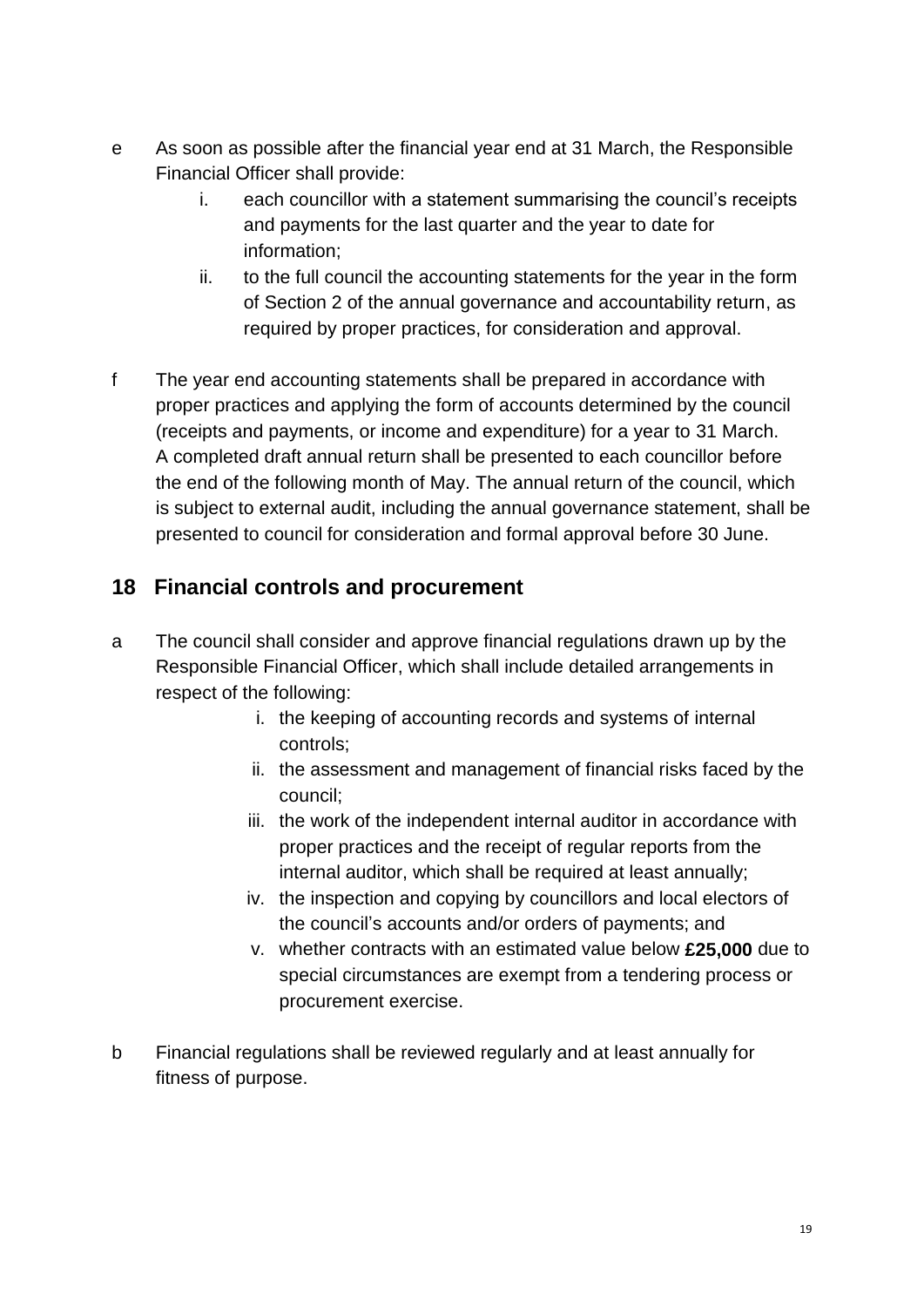e As soon as possible after the financial year end at 31 March, the Responsible Financial Officer shall provide:

  i. each councillor with a statement summarising the council's receipts and payments for the last quarter and the year to date for information;
  ii. to the full council the accounting statements for the year in the form of Section 2 of the annual governance and accountability return, as required by proper practices, for consideration and approval.

f The year end accounting statements shall be prepared in accordance with proper practices and applying the form of accounts determined by the council (receipts and payments, or income and expenditure) for a year to 31 March. A completed draft annual return shall be presented to each councillor before the end of the following month of May. The annual return of the council, which is subject to external audit, including the annual governance statement, shall be presented to council for consideration and formal approval before 30 June.

## 18 Financial controls and procurement

a The council shall consider and approve financial regulations drawn up by the Responsible Financial Officer, which shall include detailed arrangements in respect of the following:

  i. the keeping of accounting records and systems of internal controls;
  ii. the assessment and management of financial risks faced by the council;
  iii. the work of the independent internal auditor in accordance with proper practices and the receipt of regular reports from the internal auditor, which shall be required at least annually;
  iv. the inspection and copying by councillors and local electors of the council's accounts and/or orders of payments; and
  v. whether contracts with an estimated value below **£25,000** due to special circumstances are exempt from a tendering process or procurement exercise.

b Financial regulations shall be reviewed regularly and at least annually for fitness of purpose.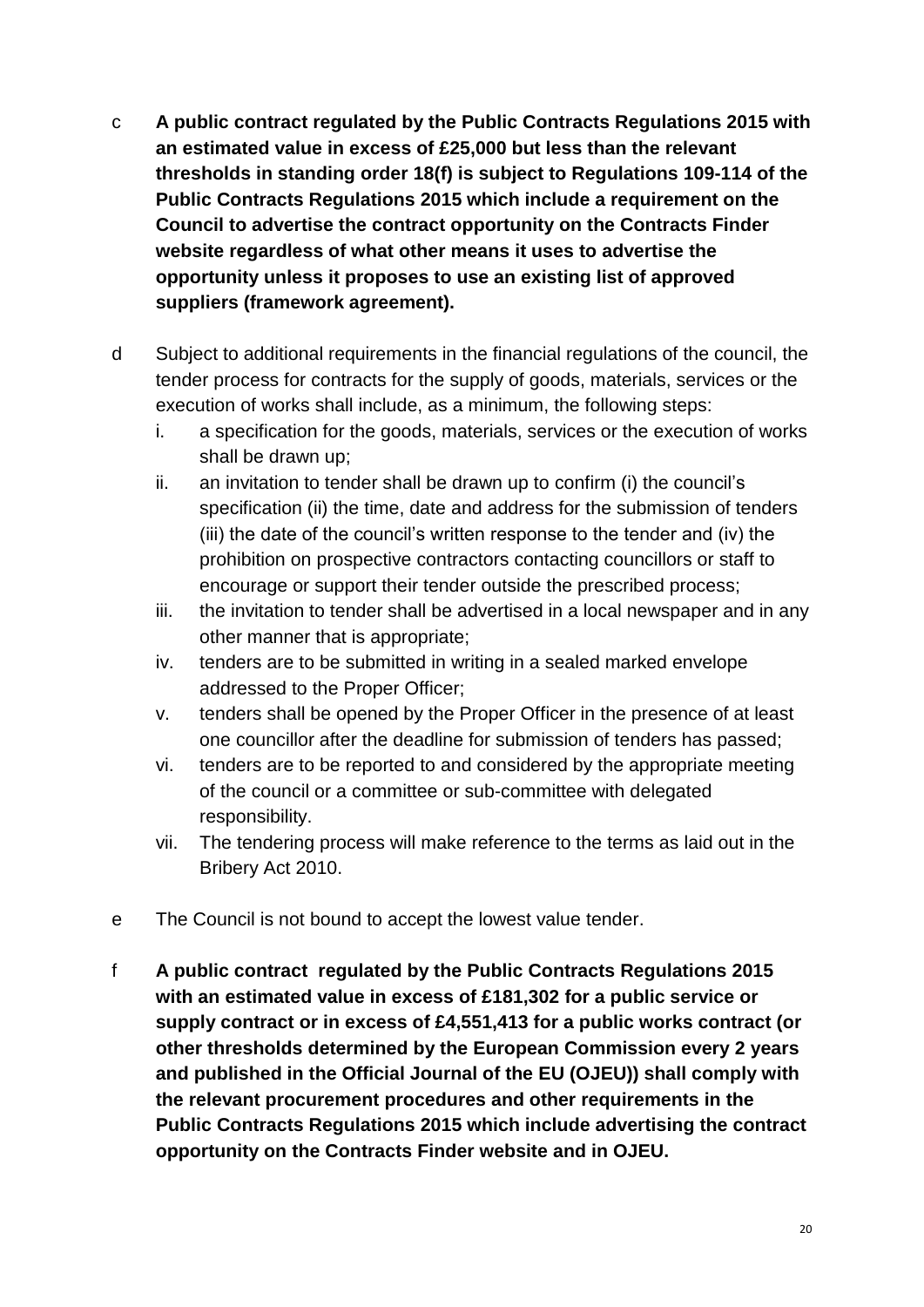c **A public contract regulated by the Public Contracts Regulations 2015 with an estimated value in excess of £25,000 but less than the relevant thresholds in standing order 18(f) is subject to Regulations 109-114 of the Public Contracts Regulations 2015 which include a requirement on the Council to advertise the contract opportunity on the Contracts Finder website regardless of what other means it uses to advertise the opportunity unless it proposes to use an existing list of approved suppliers (framework agreement).**

d Subject to additional requirements in the financial regulations of the council, the tender process for contracts for the supply of goods, materials, services or the execution of works shall include, as a minimum, the following steps:

   i. a specification for the goods, materials, services or the execution of works shall be drawn up;
   ii. an invitation to tender shall be drawn up to confirm (i) the council's specification (ii) the time, date and address for the submission of tenders (iii) the date of the council's written response to the tender and (iv) the prohibition on prospective contractors contacting councillors or staff to encourage or support their tender outside the prescribed process;
   iii. the invitation to tender shall be advertised in a local newspaper and in any other manner that is appropriate;
   iv. tenders are to be submitted in writing in a sealed marked envelope addressed to the Proper Officer;
   v. tenders shall be opened by the Proper Officer in the presence of at least one councillor after the deadline for submission of tenders has passed;
   vi. tenders are to be reported to and considered by the appropriate meeting of the council or a committee or sub-committee with delegated responsibility.
   vii. The tendering process will make reference to the terms as laid out in the Bribery Act 2010.

e The Council is not bound to accept the lowest value tender.

f **A public contract regulated by the Public Contracts Regulations 2015 with an estimated value in excess of £181,302 for a public service or supply contract or in excess of £4,551,413 for a public works contract (or other thresholds determined by the European Commission every 2 years and published in the Official Journal of the EU (OJEU)) shall comply with the relevant procurement procedures and other requirements in the Public Contracts Regulations 2015 which include advertising the contract opportunity on the Contracts Finder website and in OJEU.**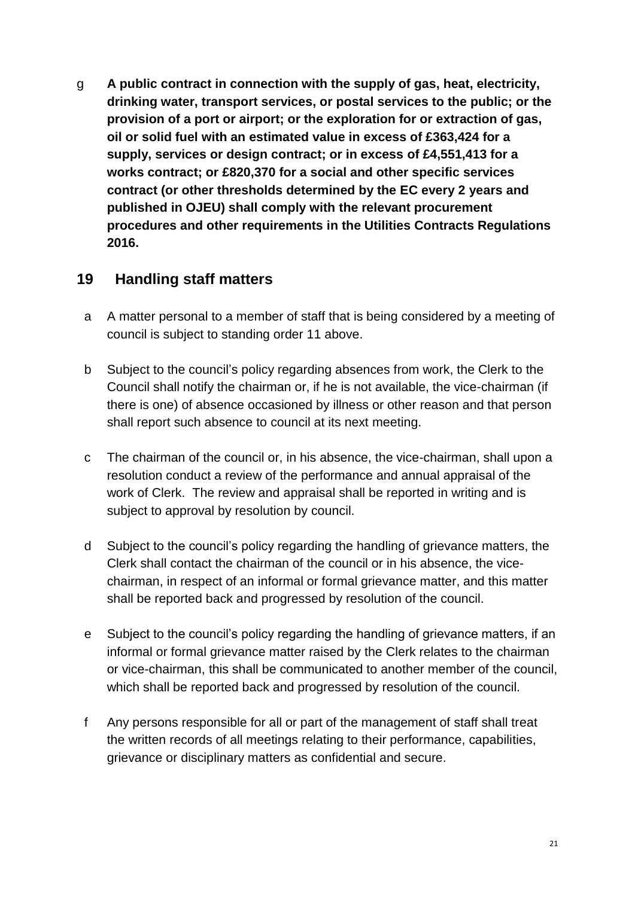g **A public contract in connection with the supply of gas, heat, electricity, drinking water, transport services, or postal services to the public; or the provision of a port or airport; or the exploration for or extraction of gas, oil or solid fuel with an estimated value in excess of £363,424 for a supply, services or design contract; or in excess of £4,551,413 for a works contract; or £820,370 for a social and other specific services contract (or other thresholds determined by the EC every 2 years and published in OJEU) shall comply with the relevant procurement procedures and other requirements in the Utilities Contracts Regulations 2016.**

## 19 Handling staff matters

a A matter personal to a member of staff that is being considered by a meeting of council is subject to standing order 11 above.

b Subject to the council's policy regarding absences from work, the Clerk to the Council shall notify the chairman or, if he is not available, the vice-chairman (if there is one) of absence occasioned by illness or other reason and that person shall report such absence to council at its next meeting.

c The chairman of the council or, in his absence, the vice-chairman, shall upon a resolution conduct a review of the performance and annual appraisal of the work of Clerk. The review and appraisal shall be reported in writing and is subject to approval by resolution by council.

d Subject to the council's policy regarding the handling of grievance matters, the Clerk shall contact the chairman of the council or in his absence, the vice-chairman, in respect of an informal or formal grievance matter, and this matter shall be reported back and progressed by resolution of the council.

e Subject to the council's policy regarding the handling of grievance matters, if an informal or formal grievance matter raised by the Clerk relates to the chairman or vice-chairman, this shall be communicated to another member of the council, which shall be reported back and progressed by resolution of the council.

f Any persons responsible for all or part of the management of staff shall treat the written records of all meetings relating to their performance, capabilities, grievance or disciplinary matters as confidential and secure.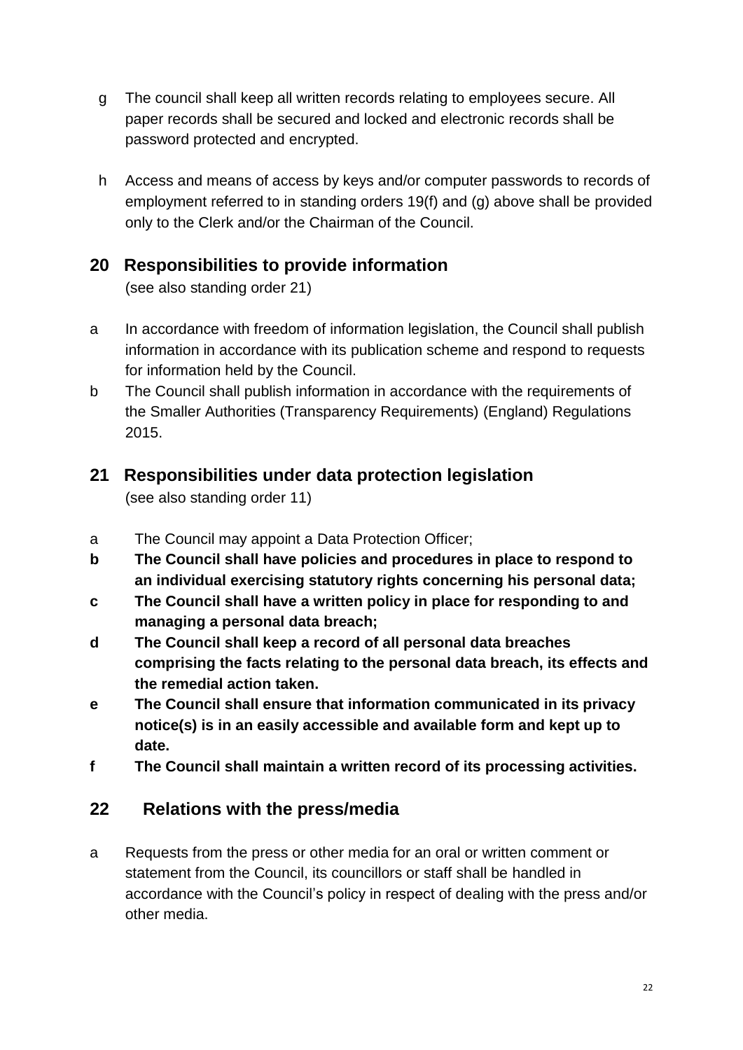g The council shall keep all written records relating to employees secure. All paper records shall be secured and locked and electronic records shall be password protected and encrypted.

h Access and means of access by keys and/or computer passwords to records of employment referred to in standing orders 19(f) and (g) above shall be provided only to the Clerk and/or the Chairman of the Council.

## 20 Responsibilities to provide information

(see also standing order 21)

a In accordance with freedom of information legislation, the Council shall publish information in accordance with its publication scheme and respond to requests for information held by the Council.

b The Council shall publish information in accordance with the requirements of the Smaller Authorities (Transparency Requirements) (England) Regulations 2015.

## 21 Responsibilities under data protection legislation

(see also standing order 11)

a The Council may appoint a Data Protection Officer;

**b The Council shall have policies and procedures in place to respond to an individual exercising statutory rights concerning his personal data;**

**c The Council shall have a written policy in place for responding to and managing a personal data breach;**

**d The Council shall keep a record of all personal data breaches comprising the facts relating to the personal data breach, its effects and the remedial action taken.**

**e The Council shall ensure that information communicated in its privacy notice(s) is in an easily accessible and available form and kept up to date.**

**f The Council shall maintain a written record of its processing activities.**

## 22 Relations with the press/media

a Requests from the press or other media for an oral or written comment or statement from the Council, its councillors or staff shall be handled in accordance with the Council's policy in respect of dealing with the press and/or other media.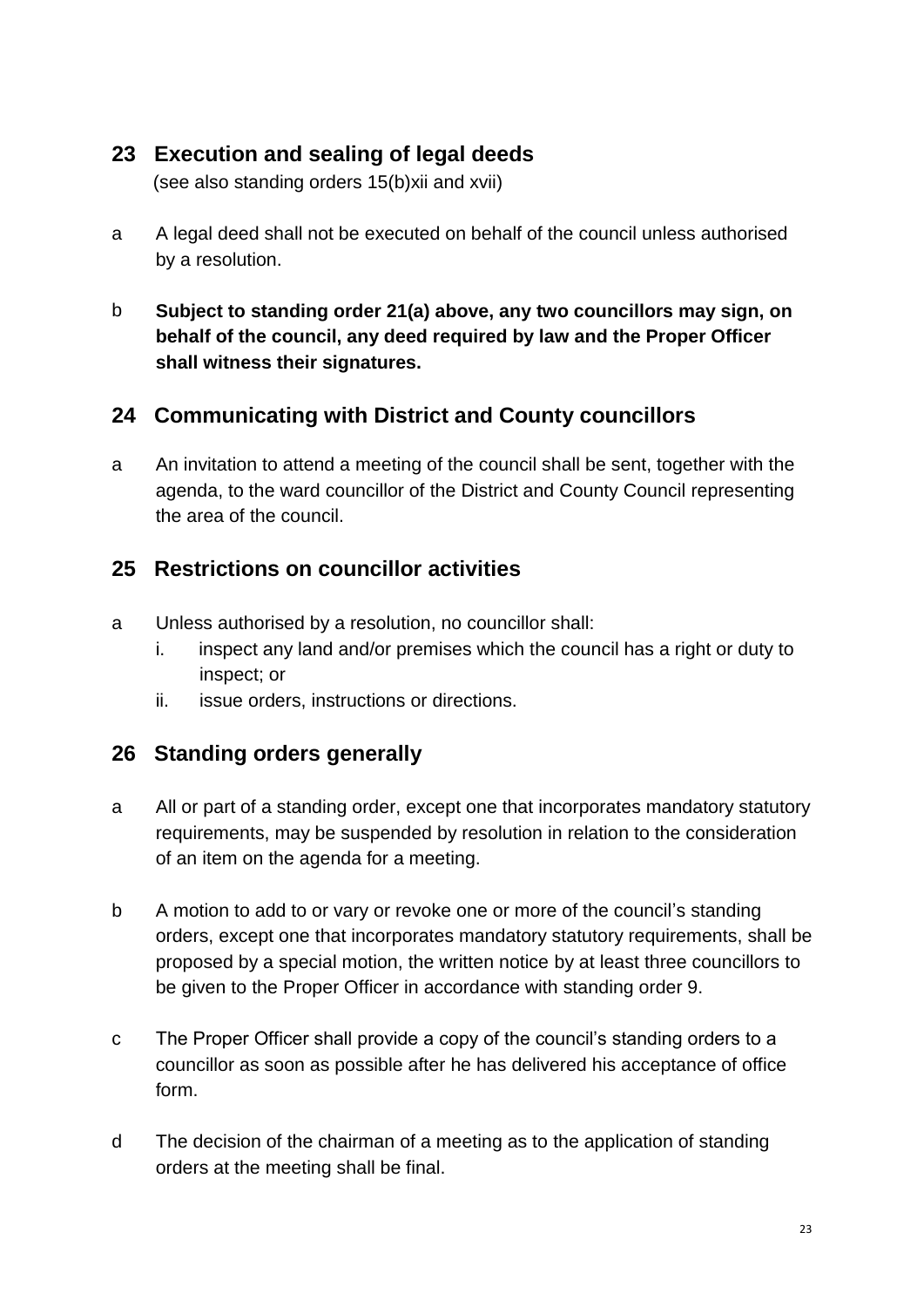## 23 Execution and sealing of legal deeds

(see also standing orders 15(b)xii and xvii)

a A legal deed shall not be executed on behalf of the council unless authorised by a resolution.

b **Subject to standing order 21(a) above, any two councillors may sign, on behalf of the council, any deed required by law and the Proper Officer shall witness their signatures.**

## 24 Communicating with District and County councillors

a An invitation to attend a meeting of the council shall be sent, together with the agenda, to the ward councillor of the District and County Council representing the area of the council.

## 25 Restrictions on councillor activities

a Unless authorised by a resolution, no councillor shall:

- i. inspect any land and/or premises which the council has a right or duty to inspect; or
- ii. issue orders, instructions or directions.

## 26 Standing orders generally

a All or part of a standing order, except one that incorporates mandatory statutory requirements, may be suspended by resolution in relation to the consideration of an item on the agenda for a meeting.

b A motion to add to or vary or revoke one or more of the council's standing orders, except one that incorporates mandatory statutory requirements, shall be proposed by a special motion, the written notice by at least three councillors to be given to the Proper Officer in accordance with standing order 9.

c The Proper Officer shall provide a copy of the council's standing orders to a councillor as soon as possible after he has delivered his acceptance of office form.

d The decision of the chairman of a meeting as to the application of standing orders at the meeting shall be final.